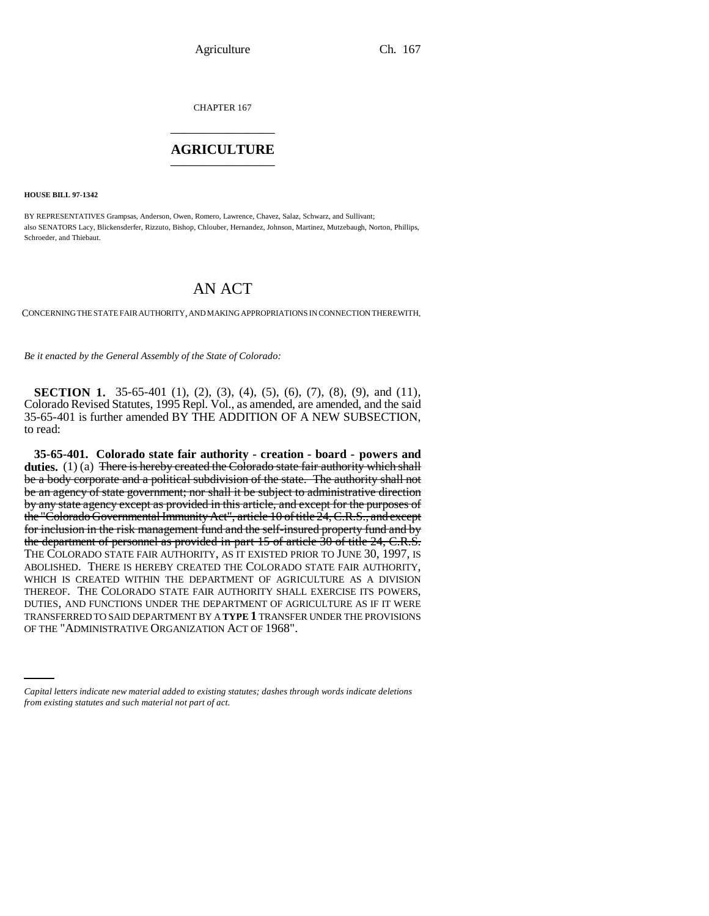CHAPTER 167

# AGRICULTURE

**HOUSE BILL 97-1342**

BY REPRESENTATIVES Grampsas, Anderson, Owen, Romero, Lawrence, Chavez, Salaz, Schwarz, and Sullivant;
also SENATORS Lacy, Blickensderfer, Rizzuto, Bishop, Chlouber, Hernandez, Johnson, Martinez, Mutzebaugh, Norton, Phillips, Schroeder, and Thiebaut.

# AN ACT

CONCERNING THE STATE FAIR AUTHORITY, AND MAKING APPROPRIATIONS IN CONNECTION THEREWITH.

*Be it enacted by the General Assembly of the State of Colorado:*

**SECTION 1.** 35-65-401 (1), (2), (3), (4), (5), (6), (7), (8), (9), and (11), Colorado Revised Statutes, 1995 Repl. Vol., as amended, are amended, and the said 35-65-401 is further amended BY THE ADDITION OF A NEW SUBSECTION, to read:

**35-65-401. Colorado state fair authority - creation - board - powers and duties.** (1) (a) ~~There is hereby created the Colorado state fair authority which shall be a body corporate and a political subdivision of the state. The authority shall not be an agency of state government; nor shall it be subject to administrative direction by any state agency except as provided in this article, and except for the purposes of the "Colorado Governmental Immunity Act", article 10 of title 24, C.R.S., and except for inclusion in the risk management fund and the self-insured property fund and by the department of personnel as provided in part 15 of article 30 of title 24, C.R.S.~~ THE COLORADO STATE FAIR AUTHORITY, AS IT EXISTED PRIOR TO JUNE 30, 1997, IS ABOLISHED. THERE IS HEREBY CREATED THE COLORADO STATE FAIR AUTHORITY, WHICH IS CREATED WITHIN THE DEPARTMENT OF AGRICULTURE AS A DIVISION THEREOF. THE COLORADO STATE FAIR AUTHORITY SHALL EXERCISE ITS POWERS, DUTIES, AND FUNCTIONS UNDER THE DEPARTMENT OF AGRICULTURE AS IF IT WERE TRANSFERRED TO SAID DEPARTMENT BY A **TYPE 1** TRANSFER UNDER THE PROVISIONS OF THE "ADMINISTRATIVE ORGANIZATION ACT OF 1968".

*Capital letters indicate new material added to existing statutes; dashes through words indicate deletions from existing statutes and such material not part of act.*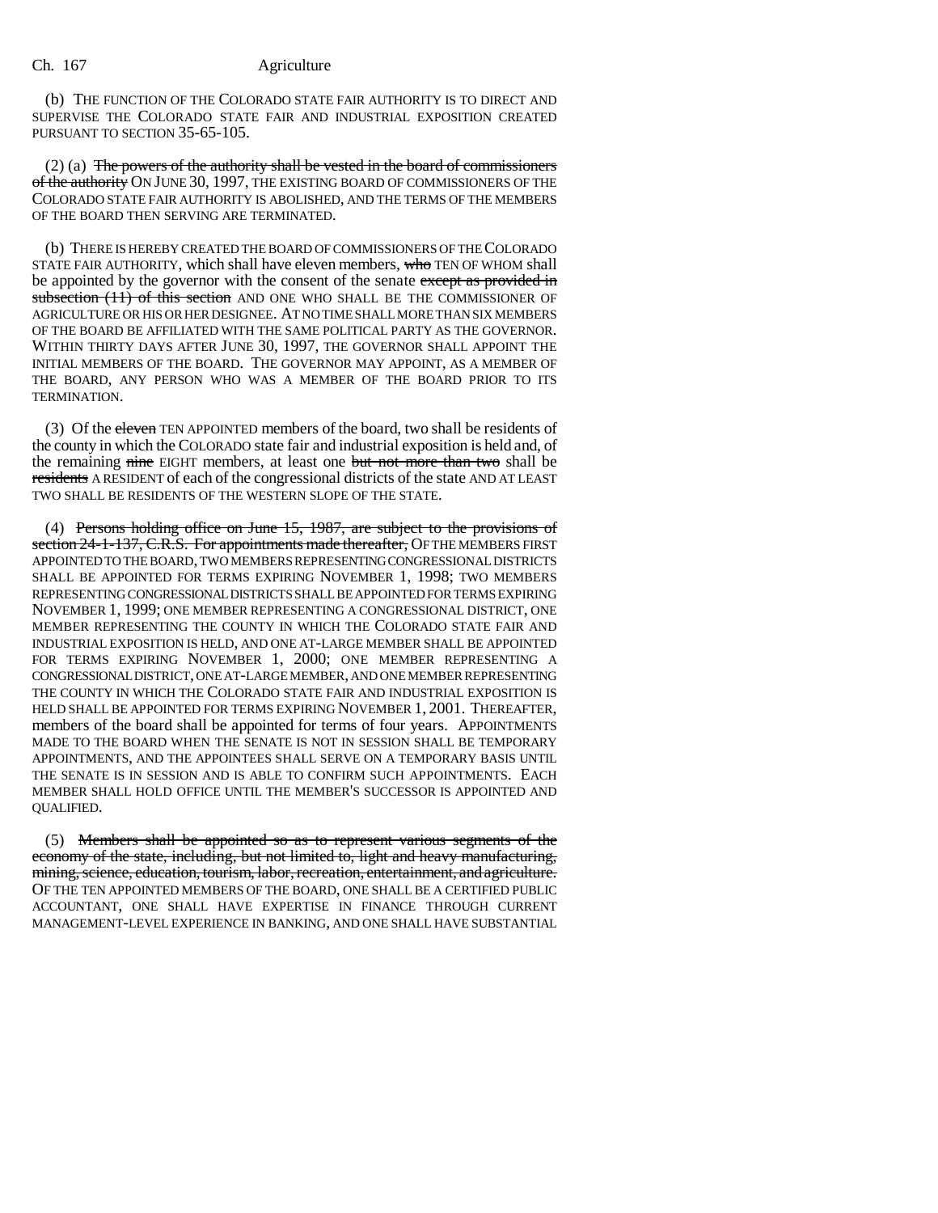(b) THE FUNCTION OF THE COLORADO STATE FAIR AUTHORITY IS TO DIRECT AND SUPERVISE THE COLORADO STATE FAIR AND INDUSTRIAL EXPOSITION CREATED PURSUANT TO SECTION 35-65-105.

(2) (a) ~~The powers of the authority shall be vested in the board of commissioners of the authority~~ ON JUNE 30, 1997, THE EXISTING BOARD OF COMMISSIONERS OF THE COLORADO STATE FAIR AUTHORITY IS ABOLISHED, AND THE TERMS OF THE MEMBERS OF THE BOARD THEN SERVING ARE TERMINATED.

(b) THERE IS HEREBY CREATED THE BOARD OF COMMISSIONERS OF THE COLORADO STATE FAIR AUTHORITY, which shall have eleven members, ~~who~~ TEN OF WHOM shall be appointed by the governor with the consent of the senate ~~except as provided in subsection (11) of this section~~ AND ONE WHO SHALL BE THE COMMISSIONER OF AGRICULTURE OR HIS OR HER DESIGNEE. AT NO TIME SHALL MORE THAN SIX MEMBERS OF THE BOARD BE AFFILIATED WITH THE SAME POLITICAL PARTY AS THE GOVERNOR. WITHIN THIRTY DAYS AFTER JUNE 30, 1997, THE GOVERNOR SHALL APPOINT THE INITIAL MEMBERS OF THE BOARD. THE GOVERNOR MAY APPOINT, AS A MEMBER OF THE BOARD, ANY PERSON WHO WAS A MEMBER OF THE BOARD PRIOR TO ITS TERMINATION.

(3) Of the ~~eleven~~ TEN APPOINTED members of the board, two shall be residents of the county in which the COLORADO state fair and industrial exposition is held and, of the remaining ~~nine~~ EIGHT members, at least one ~~but not more than two~~ shall be ~~residents~~ A RESIDENT of each of the congressional districts of the state AND AT LEAST TWO SHALL BE RESIDENTS OF THE WESTERN SLOPE OF THE STATE.

(4) ~~Persons holding office on June 15, 1987, are subject to the provisions of section 24-1-137, C.R.S. For appointments made thereafter,~~ OF THE MEMBERS FIRST APPOINTED TO THE BOARD, TWO MEMBERS REPRESENTING CONGRESSIONAL DISTRICTS SHALL BE APPOINTED FOR TERMS EXPIRING NOVEMBER 1, 1998; TWO MEMBERS REPRESENTING CONGRESSIONAL DISTRICTS SHALL BE APPOINTED FOR TERMS EXPIRING NOVEMBER 1, 1999; ONE MEMBER REPRESENTING A CONGRESSIONAL DISTRICT, ONE MEMBER REPRESENTING THE COUNTY IN WHICH THE COLORADO STATE FAIR AND INDUSTRIAL EXPOSITION IS HELD, AND ONE AT-LARGE MEMBER SHALL BE APPOINTED FOR TERMS EXPIRING NOVEMBER 1, 2000; ONE MEMBER REPRESENTING A CONGRESSIONAL DISTRICT, ONE AT-LARGE MEMBER, AND ONE MEMBER REPRESENTING THE COUNTY IN WHICH THE COLORADO STATE FAIR AND INDUSTRIAL EXPOSITION IS HELD SHALL BE APPOINTED FOR TERMS EXPIRING NOVEMBER 1, 2001. THEREAFTER, members of the board shall be appointed for terms of four years. APPOINTMENTS MADE TO THE BOARD WHEN THE SENATE IS NOT IN SESSION SHALL BE TEMPORARY APPOINTMENTS, AND THE APPOINTEES SHALL SERVE ON A TEMPORARY BASIS UNTIL THE SENATE IS IN SESSION AND IS ABLE TO CONFIRM SUCH APPOINTMENTS. EACH MEMBER SHALL HOLD OFFICE UNTIL THE MEMBER'S SUCCESSOR IS APPOINTED AND QUALIFIED.

(5) ~~Members shall be appointed so as to represent various segments of the economy of the state, including, but not limited to, light and heavy manufacturing, mining, science, education, tourism, labor, recreation, entertainment, and agriculture.~~ OF THE TEN APPOINTED MEMBERS OF THE BOARD, ONE SHALL BE A CERTIFIED PUBLIC ACCOUNTANT, ONE SHALL HAVE EXPERTISE IN FINANCE THROUGH CURRENT MANAGEMENT-LEVEL EXPERIENCE IN BANKING, AND ONE SHALL HAVE SUBSTANTIAL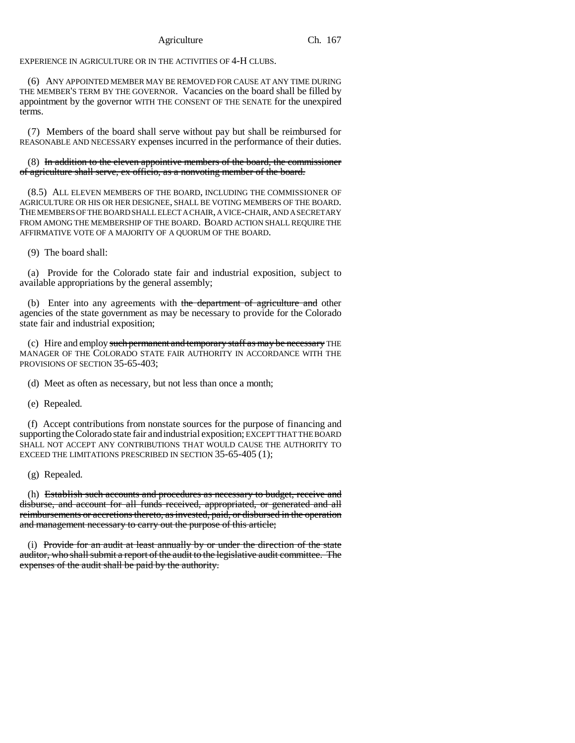EXPERIENCE IN AGRICULTURE OR IN THE ACTIVITIES OF 4-H CLUBS.

(6) ANY APPOINTED MEMBER MAY BE REMOVED FOR CAUSE AT ANY TIME DURING THE MEMBER'S TERM BY THE GOVERNOR. Vacancies on the board shall be filled by appointment by the governor WITH THE CONSENT OF THE SENATE for the unexpired terms.

(7) Members of the board shall serve without pay but shall be reimbursed for REASONABLE AND NECESSARY expenses incurred in the performance of their duties.

(8) ~~In addition to the eleven appointive members of the board, the commissioner of agriculture shall serve, ex officio, as a nonvoting member of the board.~~

(8.5) ALL ELEVEN MEMBERS OF THE BOARD, INCLUDING THE COMMISSIONER OF AGRICULTURE OR HIS OR HER DESIGNEE, SHALL BE VOTING MEMBERS OF THE BOARD. THE MEMBERS OF THE BOARD SHALL ELECT A CHAIR, A VICE-CHAIR, AND A SECRETARY FROM AMONG THE MEMBERSHIP OF THE BOARD. BOARD ACTION SHALL REQUIRE THE AFFIRMATIVE VOTE OF A MAJORITY OF A QUORUM OF THE BOARD.

(9) The board shall:

(a) Provide for the Colorado state fair and industrial exposition, subject to available appropriations by the general assembly;

(b) Enter into any agreements with ~~the department of agriculture and~~ other agencies of the state government as may be necessary to provide for the Colorado state fair and industrial exposition;

(c) Hire and employ ~~such permanent and temporary staff as may be necessary~~ THE MANAGER OF THE COLORADO STATE FAIR AUTHORITY IN ACCORDANCE WITH THE PROVISIONS OF SECTION 35-65-403;

(d) Meet as often as necessary, but not less than once a month;

(e) Repealed.

(f) Accept contributions from nonstate sources for the purpose of financing and supporting the Colorado state fair and industrial exposition; EXCEPT THAT THE BOARD SHALL NOT ACCEPT ANY CONTRIBUTIONS THAT WOULD CAUSE THE AUTHORITY TO EXCEED THE LIMITATIONS PRESCRIBED IN SECTION 35-65-405 (1);

(g) Repealed.

(h) ~~Establish such accounts and procedures as necessary to budget, receive and disburse, and account for all funds received, appropriated, or generated and all reimbursements or accretions thereto, as invested, paid, or disbursed in the operation and management necessary to carry out the purpose of this article;~~

(i) ~~Provide for an audit at least annually by or under the direction of the state auditor, who shall submit a report of the audit to the legislative audit committee. The expenses of the audit shall be paid by the authority.~~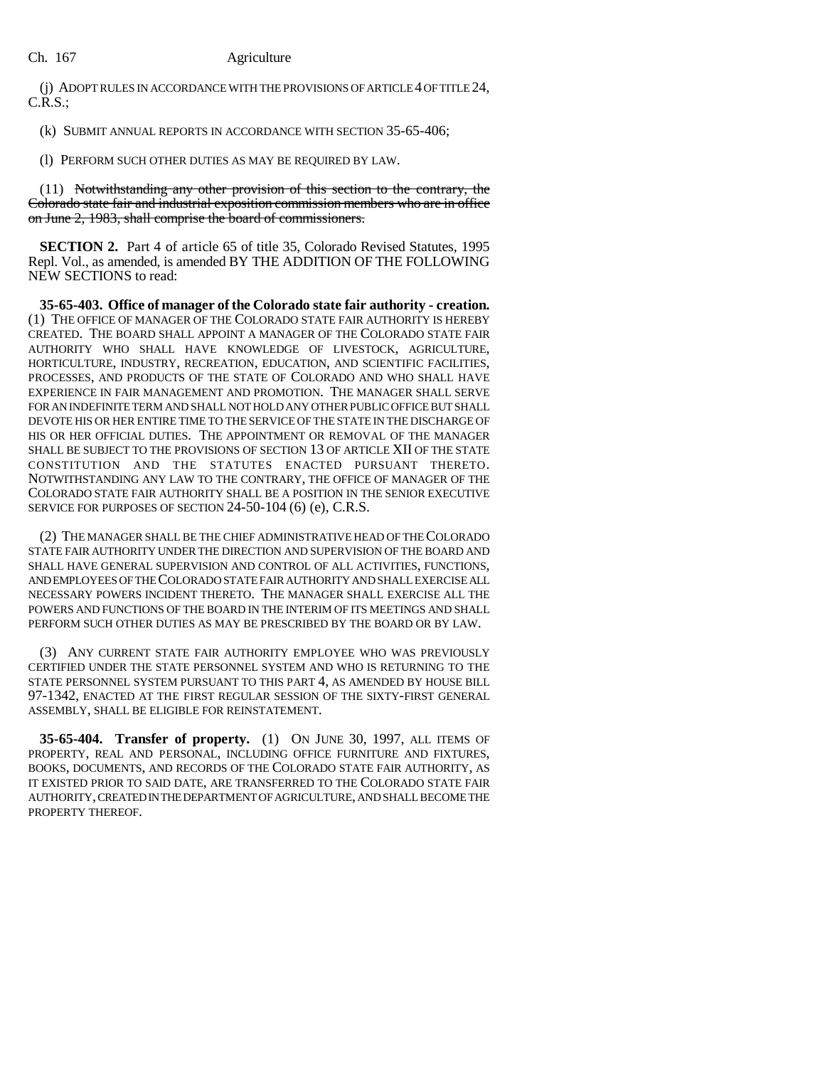(j) ADOPT RULES IN ACCORDANCE WITH THE PROVISIONS OF ARTICLE 4 OF TITLE 24, C.R.S.;

(k) SUBMIT ANNUAL REPORTS IN ACCORDANCE WITH SECTION 35-65-406;

(l) PERFORM SUCH OTHER DUTIES AS MAY BE REQUIRED BY LAW.

(11) ~~Notwithstanding any other provision of this section to the contrary, the Colorado state fair and industrial exposition commission members who are in office on June 2, 1983, shall comprise the board of commissioners.~~

**SECTION 2.** Part 4 of article 65 of title 35, Colorado Revised Statutes, 1995 Repl. Vol., as amended, is amended BY THE ADDITION OF THE FOLLOWING NEW SECTIONS to read:

**35-65-403. Office of manager of the Colorado state fair authority - creation.** (1) THE OFFICE OF MANAGER OF THE COLORADO STATE FAIR AUTHORITY IS HEREBY CREATED. THE BOARD SHALL APPOINT A MANAGER OF THE COLORADO STATE FAIR AUTHORITY WHO SHALL HAVE KNOWLEDGE OF LIVESTOCK, AGRICULTURE, HORTICULTURE, INDUSTRY, RECREATION, EDUCATION, AND SCIENTIFIC FACILITIES, PROCESSES, AND PRODUCTS OF THE STATE OF COLORADO AND WHO SHALL HAVE EXPERIENCE IN FAIR MANAGEMENT AND PROMOTION. THE MANAGER SHALL SERVE FOR AN INDEFINITE TERM AND SHALL NOT HOLD ANY OTHER PUBLIC OFFICE BUT SHALL DEVOTE HIS OR HER ENTIRE TIME TO THE SERVICE OF THE STATE IN THE DISCHARGE OF HIS OR HER OFFICIAL DUTIES. THE APPOINTMENT OR REMOVAL OF THE MANAGER SHALL BE SUBJECT TO THE PROVISIONS OF SECTION 13 OF ARTICLE XII OF THE STATE CONSTITUTION AND THE STATUTES ENACTED PURSUANT THERETO. NOTWITHSTANDING ANY LAW TO THE CONTRARY, THE OFFICE OF MANAGER OF THE COLORADO STATE FAIR AUTHORITY SHALL BE A POSITION IN THE SENIOR EXECUTIVE SERVICE FOR PURPOSES OF SECTION 24-50-104 (6) (e), C.R.S.

(2) THE MANAGER SHALL BE THE CHIEF ADMINISTRATIVE HEAD OF THE COLORADO STATE FAIR AUTHORITY UNDER THE DIRECTION AND SUPERVISION OF THE BOARD AND SHALL HAVE GENERAL SUPERVISION AND CONTROL OF ALL ACTIVITIES, FUNCTIONS, AND EMPLOYEES OF THE COLORADO STATE FAIR AUTHORITY AND SHALL EXERCISE ALL NECESSARY POWERS INCIDENT THERETO. THE MANAGER SHALL EXERCISE ALL THE POWERS AND FUNCTIONS OF THE BOARD IN THE INTERIM OF ITS MEETINGS AND SHALL PERFORM SUCH OTHER DUTIES AS MAY BE PRESCRIBED BY THE BOARD OR BY LAW.

(3) ANY CURRENT STATE FAIR AUTHORITY EMPLOYEE WHO WAS PREVIOUSLY CERTIFIED UNDER THE STATE PERSONNEL SYSTEM AND WHO IS RETURNING TO THE STATE PERSONNEL SYSTEM PURSUANT TO THIS PART 4, AS AMENDED BY HOUSE BILL 97-1342, ENACTED AT THE FIRST REGULAR SESSION OF THE SIXTY-FIRST GENERAL ASSEMBLY, SHALL BE ELIGIBLE FOR REINSTATEMENT.

**35-65-404. Transfer of property.** (1) ON JUNE 30, 1997, ALL ITEMS OF PROPERTY, REAL AND PERSONAL, INCLUDING OFFICE FURNITURE AND FIXTURES, BOOKS, DOCUMENTS, AND RECORDS OF THE COLORADO STATE FAIR AUTHORITY, AS IT EXISTED PRIOR TO SAID DATE, ARE TRANSFERRED TO THE COLORADO STATE FAIR AUTHORITY, CREATED IN THE DEPARTMENT OF AGRICULTURE, AND SHALL BECOME THE PROPERTY THEREOF.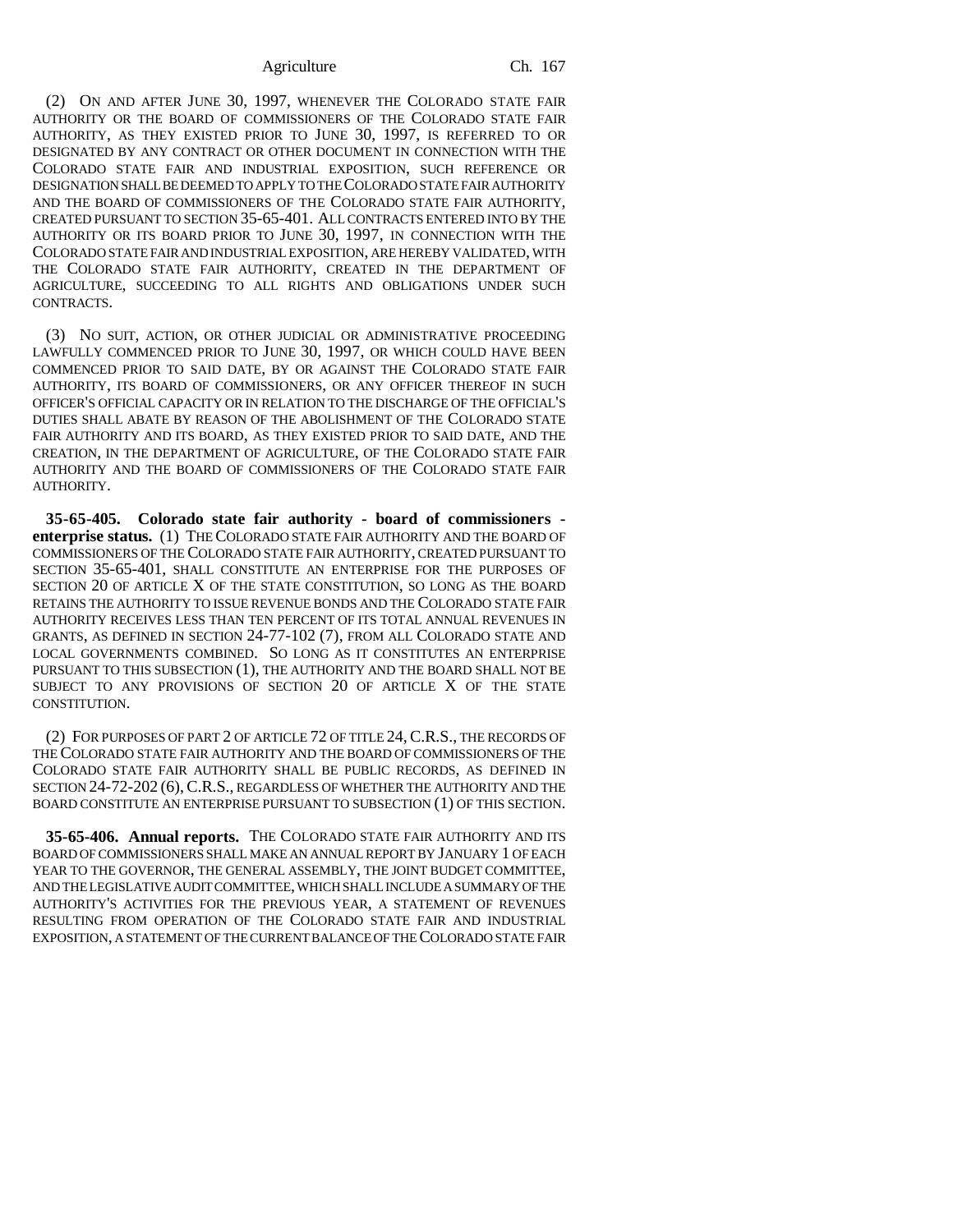(2) ON AND AFTER JUNE 30, 1997, WHENEVER THE COLORADO STATE FAIR AUTHORITY OR THE BOARD OF COMMISSIONERS OF THE COLORADO STATE FAIR AUTHORITY, AS THEY EXISTED PRIOR TO JUNE 30, 1997, IS REFERRED TO OR DESIGNATED BY ANY CONTRACT OR OTHER DOCUMENT IN CONNECTION WITH THE COLORADO STATE FAIR AND INDUSTRIAL EXPOSITION, SUCH REFERENCE OR DESIGNATION SHALL BE DEEMED TO APPLY TO THE COLORADO STATE FAIR AUTHORITY AND THE BOARD OF COMMISSIONERS OF THE COLORADO STATE FAIR AUTHORITY, CREATED PURSUANT TO SECTION 35-65-401. ALL CONTRACTS ENTERED INTO BY THE AUTHORITY OR ITS BOARD PRIOR TO JUNE 30, 1997, IN CONNECTION WITH THE COLORADO STATE FAIR AND INDUSTRIAL EXPOSITION, ARE HEREBY VALIDATED, WITH THE COLORADO STATE FAIR AUTHORITY, CREATED IN THE DEPARTMENT OF AGRICULTURE, SUCCEEDING TO ALL RIGHTS AND OBLIGATIONS UNDER SUCH CONTRACTS.

(3) NO SUIT, ACTION, OR OTHER JUDICIAL OR ADMINISTRATIVE PROCEEDING LAWFULLY COMMENCED PRIOR TO JUNE 30, 1997, OR WHICH COULD HAVE BEEN COMMENCED PRIOR TO SAID DATE, BY OR AGAINST THE COLORADO STATE FAIR AUTHORITY, ITS BOARD OF COMMISSIONERS, OR ANY OFFICER THEREOF IN SUCH OFFICER'S OFFICIAL CAPACITY OR IN RELATION TO THE DISCHARGE OF THE OFFICIAL'S DUTIES SHALL ABATE BY REASON OF THE ABOLISHMENT OF THE COLORADO STATE FAIR AUTHORITY AND ITS BOARD, AS THEY EXISTED PRIOR TO SAID DATE, AND THE CREATION, IN THE DEPARTMENT OF AGRICULTURE, OF THE COLORADO STATE FAIR AUTHORITY AND THE BOARD OF COMMISSIONERS OF THE COLORADO STATE FAIR AUTHORITY.

**35-65-405. Colorado state fair authority - board of commissioners - enterprise status.** (1) THE COLORADO STATE FAIR AUTHORITY AND THE BOARD OF COMMISSIONERS OF THE COLORADO STATE FAIR AUTHORITY, CREATED PURSUANT TO SECTION 35-65-401, SHALL CONSTITUTE AN ENTERPRISE FOR THE PURPOSES OF SECTION 20 OF ARTICLE X OF THE STATE CONSTITUTION, SO LONG AS THE BOARD RETAINS THE AUTHORITY TO ISSUE REVENUE BONDS AND THE COLORADO STATE FAIR AUTHORITY RECEIVES LESS THAN TEN PERCENT OF ITS TOTAL ANNUAL REVENUES IN GRANTS, AS DEFINED IN SECTION 24-77-102 (7), FROM ALL COLORADO STATE AND LOCAL GOVERNMENTS COMBINED. SO LONG AS IT CONSTITUTES AN ENTERPRISE PURSUANT TO THIS SUBSECTION (1), THE AUTHORITY AND THE BOARD SHALL NOT BE SUBJECT TO ANY PROVISIONS OF SECTION 20 OF ARTICLE X OF THE STATE CONSTITUTION.

(2) FOR PURPOSES OF PART 2 OF ARTICLE 72 OF TITLE 24, C.R.S., THE RECORDS OF THE COLORADO STATE FAIR AUTHORITY AND THE BOARD OF COMMISSIONERS OF THE COLORADO STATE FAIR AUTHORITY SHALL BE PUBLIC RECORDS, AS DEFINED IN SECTION 24-72-202 (6), C.R.S., REGARDLESS OF WHETHER THE AUTHORITY AND THE BOARD CONSTITUTE AN ENTERPRISE PURSUANT TO SUBSECTION (1) OF THIS SECTION.

**35-65-406. Annual reports.** THE COLORADO STATE FAIR AUTHORITY AND ITS BOARD OF COMMISSIONERS SHALL MAKE AN ANNUAL REPORT BY JANUARY 1 OF EACH YEAR TO THE GOVERNOR, THE GENERAL ASSEMBLY, THE JOINT BUDGET COMMITTEE, AND THE LEGISLATIVE AUDIT COMMITTEE, WHICH SHALL INCLUDE A SUMMARY OF THE AUTHORITY'S ACTIVITIES FOR THE PREVIOUS YEAR, A STATEMENT OF REVENUES RESULTING FROM OPERATION OF THE COLORADO STATE FAIR AND INDUSTRIAL EXPOSITION, A STATEMENT OF THE CURRENT BALANCE OF THE COLORADO STATE FAIR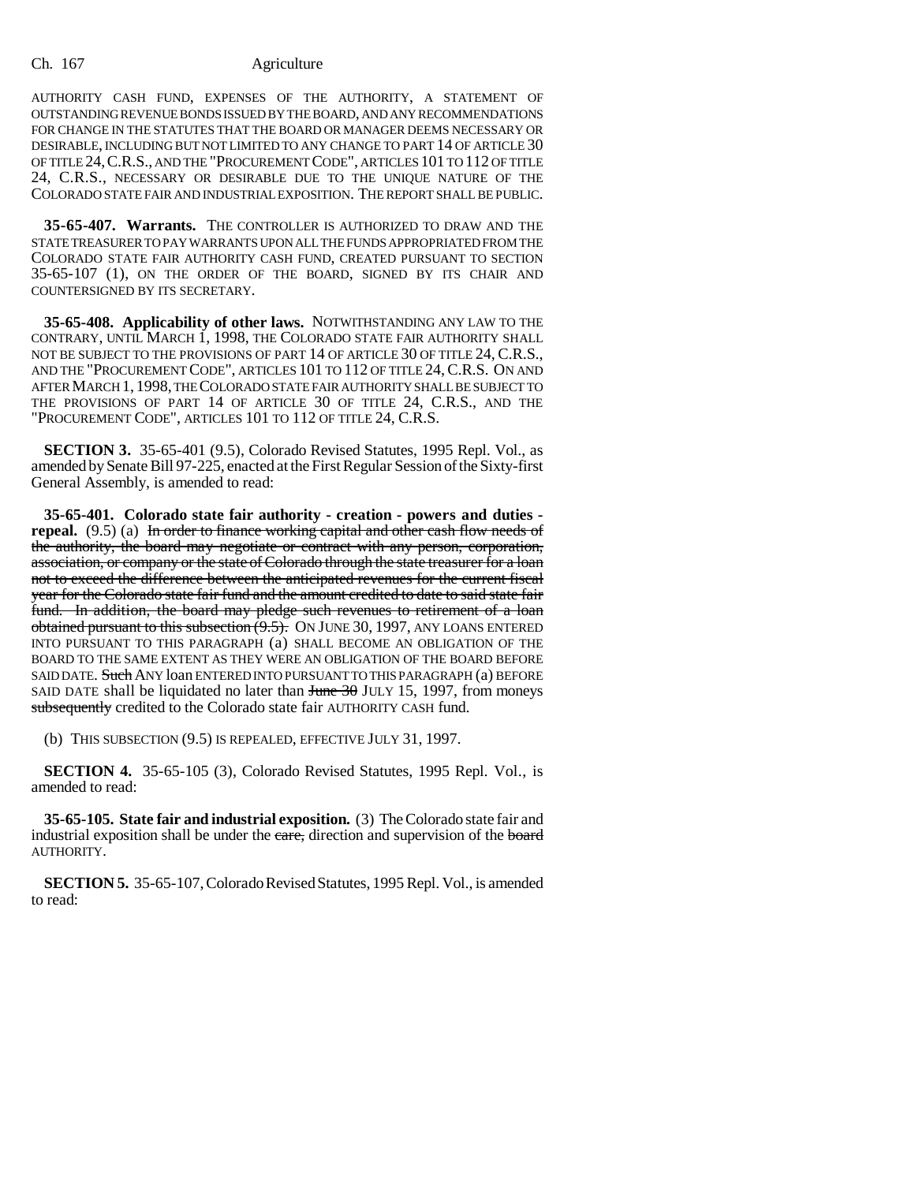AUTHORITY CASH FUND, EXPENSES OF THE AUTHORITY, A STATEMENT OF OUTSTANDING REVENUE BONDS ISSUED BY THE BOARD, AND ANY RECOMMENDATIONS FOR CHANGE IN THE STATUTES THAT THE BOARD OR MANAGER DEEMS NECESSARY OR DESIRABLE, INCLUDING BUT NOT LIMITED TO ANY CHANGE TO PART 14 OF ARTICLE 30 OF TITLE 24, C.R.S., AND THE "PROCUREMENT CODE", ARTICLES 101 TO 112 OF TITLE 24, C.R.S., NECESSARY OR DESIRABLE DUE TO THE UNIQUE NATURE OF THE COLORADO STATE FAIR AND INDUSTRIAL EXPOSITION. THE REPORT SHALL BE PUBLIC.

**35-65-407. Warrants.** THE CONTROLLER IS AUTHORIZED TO DRAW AND THE STATE TREASURER TO PAY WARRANTS UPON ALL THE FUNDS APPROPRIATED FROM THE COLORADO STATE FAIR AUTHORITY CASH FUND, CREATED PURSUANT TO SECTION 35-65-107 (1), ON THE ORDER OF THE BOARD, SIGNED BY ITS CHAIR AND COUNTERSIGNED BY ITS SECRETARY.

**35-65-408. Applicability of other laws.** NOTWITHSTANDING ANY LAW TO THE CONTRARY, UNTIL MARCH 1, 1998, THE COLORADO STATE FAIR AUTHORITY SHALL NOT BE SUBJECT TO THE PROVISIONS OF PART 14 OF ARTICLE 30 OF TITLE 24, C.R.S., AND THE "PROCUREMENT CODE", ARTICLES 101 TO 112 OF TITLE 24, C.R.S. ON AND AFTER MARCH 1, 1998, THE COLORADO STATE FAIR AUTHORITY SHALL BE SUBJECT TO THE PROVISIONS OF PART 14 OF ARTICLE 30 OF TITLE 24, C.R.S., AND THE "PROCUREMENT CODE", ARTICLES 101 TO 112 OF TITLE 24, C.R.S.

**SECTION 3.** 35-65-401 (9.5), Colorado Revised Statutes, 1995 Repl. Vol., as amended by Senate Bill 97-225, enacted at the First Regular Session of the Sixty-first General Assembly, is amended to read:

**35-65-401. Colorado state fair authority - creation - powers and duties - repeal.** (9.5) (a) ~~In order to finance working capital and other cash flow needs of the authority, the board may negotiate or contract with any person, corporation, association, or company or the state of Colorado through the state treasurer for a loan not to exceed the difference between the anticipated revenues for the current fiscal year for the Colorado state fair fund and the amount credited to date to said state fair fund. In addition, the board may pledge such revenues to retirement of a loan obtained pursuant to this subsection (9.5).~~ ON JUNE 30, 1997, ANY LOANS ENTERED INTO PURSUANT TO THIS PARAGRAPH (a) SHALL BECOME AN OBLIGATION OF THE BOARD TO THE SAME EXTENT AS THEY WERE AN OBLIGATION OF THE BOARD BEFORE SAID DATE. ~~Such~~ ANY loan ENTERED INTO PURSUANT TO THIS PARAGRAPH (a) BEFORE SAID DATE shall be liquidated no later than ~~June 30~~ JULY 15, 1997, from moneys ~~subsequently~~ credited to the Colorado state fair AUTHORITY CASH fund.

(b) THIS SUBSECTION (9.5) IS REPEALED, EFFECTIVE JULY 31, 1997.

**SECTION 4.** 35-65-105 (3), Colorado Revised Statutes, 1995 Repl. Vol., is amended to read:

**35-65-105. State fair and industrial exposition.** (3) The Colorado state fair and industrial exposition shall be under the ~~care,~~ direction and supervision of the ~~board~~ AUTHORITY.

**SECTION 5.** 35-65-107, Colorado Revised Statutes, 1995 Repl. Vol., is amended to read: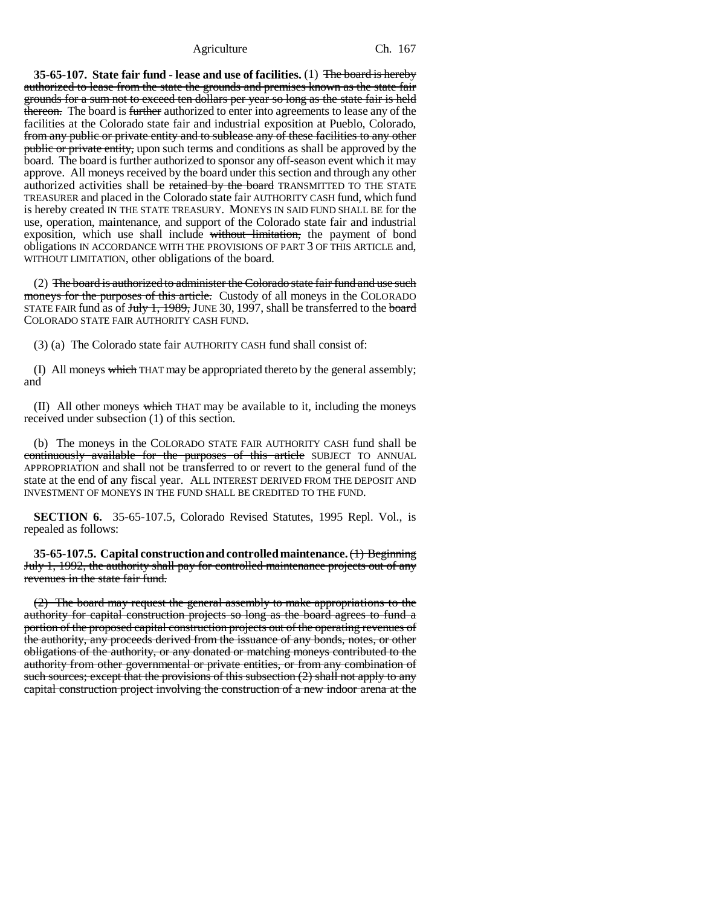**35-65-107. State fair fund - lease and use of facilities.** (1) ~~The board is hereby authorized to lease from the state the grounds and premises known as the state fair grounds for a sum not to exceed ten dollars per year so long as the state fair is held thereon.~~ The board is ~~further~~ authorized to enter into agreements to lease any of the facilities at the Colorado state fair and industrial exposition at Pueblo, Colorado, ~~from any public or private entity and to sublease any of these facilities to any other public or private entity,~~ upon such terms and conditions as shall be approved by the board. The board is further authorized to sponsor any off-season event which it may approve. All moneys received by the board under this section and through any other authorized activities shall be ~~retained by the board~~ TRANSMITTED TO THE STATE TREASURER and placed in the Colorado state fair AUTHORITY CASH fund, which fund is hereby created IN THE STATE TREASURY. MONEYS IN SAID FUND SHALL BE for the use, operation, maintenance, and support of the Colorado state fair and industrial exposition, which use shall include ~~without limitation,~~ the payment of bond obligations IN ACCORDANCE WITH THE PROVISIONS OF PART 3 OF THIS ARTICLE and, WITHOUT LIMITATION, other obligations of the board.

(2) ~~The board is authorized to administer the Colorado state fair fund and use such moneys for the purposes of this article.~~ Custody of all moneys in the COLORADO STATE FAIR fund as of ~~July 1, 1989,~~ JUNE 30, 1997, shall be transferred to the ~~board~~ COLORADO STATE FAIR AUTHORITY CASH FUND.

(3) (a) The Colorado state fair AUTHORITY CASH fund shall consist of:

(I) All moneys ~~which~~ THAT may be appropriated thereto by the general assembly; and

(II) All other moneys ~~which~~ THAT may be available to it, including the moneys received under subsection (1) of this section.

(b) The moneys in the COLORADO STATE FAIR AUTHORITY CASH fund shall be ~~continuously available for the purposes of this article~~ SUBJECT TO ANNUAL APPROPRIATION and shall not be transferred to or revert to the general fund of the state at the end of any fiscal year. ALL INTEREST DERIVED FROM THE DEPOSIT AND INVESTMENT OF MONEYS IN THE FUND SHALL BE CREDITED TO THE FUND.

**SECTION 6.** 35-65-107.5, Colorado Revised Statutes, 1995 Repl. Vol., is repealed as follows:

**35-65-107.5. Capital construction and controlled maintenance.** ~~(1) Beginning July 1, 1992, the authority shall pay for controlled maintenance projects out of any revenues in the state fair fund.~~

~~(2) The board may request the general assembly to make appropriations to the authority for capital construction projects so long as the board agrees to fund a portion of the proposed capital construction projects out of the operating revenues of the authority, any proceeds derived from the issuance of any bonds, notes, or other obligations of the authority, or any donated or matching moneys contributed to the authority from other governmental or private entities, or from any combination of such sources; except that the provisions of this subsection (2) shall not apply to any capital construction project involving the construction of a new indoor arena at the~~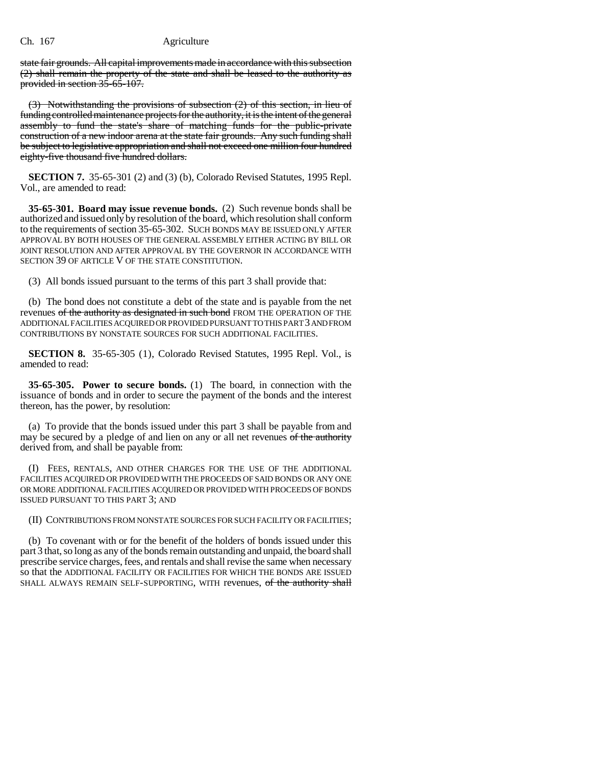state fair grounds. All capital improvements made in accordance with this subsection (2) shall remain the property of the state and shall be leased to the authority as provided in section 35-65-107.

(3) Notwithstanding the provisions of subsection (2) of this section, in lieu of funding controlled maintenance projects for the authority, it is the intent of the general assembly to fund the state's share of matching funds for the public-private construction of a new indoor arena at the state fair grounds. Any such funding shall be subject to legislative appropriation and shall not exceed one million four hundred eighty-five thousand five hundred dollars.

**SECTION 7.** 35-65-301 (2) and (3) (b), Colorado Revised Statutes, 1995 Repl. Vol., are amended to read:

**35-65-301. Board may issue revenue bonds.** (2) Such revenue bonds shall be authorized and issued only by resolution of the board, which resolution shall conform to the requirements of section 35-65-302. SUCH BONDS MAY BE ISSUED ONLY AFTER APPROVAL BY BOTH HOUSES OF THE GENERAL ASSEMBLY EITHER ACTING BY BILL OR JOINT RESOLUTION AND AFTER APPROVAL BY THE GOVERNOR IN ACCORDANCE WITH SECTION 39 OF ARTICLE V OF THE STATE CONSTITUTION.

(3) All bonds issued pursuant to the terms of this part 3 shall provide that:

(b) The bond does not constitute a debt of the state and is payable from the net revenues of the authority as designated in such bond FROM THE OPERATION OF THE ADDITIONAL FACILITIES ACQUIRED OR PROVIDED PURSUANT TO THIS PART 3 AND FROM CONTRIBUTIONS BY NONSTATE SOURCES FOR SUCH ADDITIONAL FACILITIES.

**SECTION 8.** 35-65-305 (1), Colorado Revised Statutes, 1995 Repl. Vol., is amended to read:

**35-65-305. Power to secure bonds.** (1) The board, in connection with the issuance of bonds and in order to secure the payment of the bonds and the interest thereon, has the power, by resolution:

(a) To provide that the bonds issued under this part 3 shall be payable from and may be secured by a pledge of and lien on any or all net revenues of the authority derived from, and shall be payable from:

(I) FEES, RENTALS, AND OTHER CHARGES FOR THE USE OF THE ADDITIONAL FACILITIES ACQUIRED OR PROVIDED WITH THE PROCEEDS OF SAID BONDS OR ANY ONE OR MORE ADDITIONAL FACILITIES ACQUIRED OR PROVIDED WITH PROCEEDS OF BONDS ISSUED PURSUANT TO THIS PART 3; AND

(II) CONTRIBUTIONS FROM NONSTATE SOURCES FOR SUCH FACILITY OR FACILITIES;

(b) To covenant with or for the benefit of the holders of bonds issued under this part 3 that, so long as any of the bonds remain outstanding and unpaid, the board shall prescribe service charges, fees, and rentals and shall revise the same when necessary so that the ADDITIONAL FACILITY OR FACILITIES FOR WHICH THE BONDS ARE ISSUED SHALL ALWAYS REMAIN SELF-SUPPORTING, WITH revenues, of the authority shall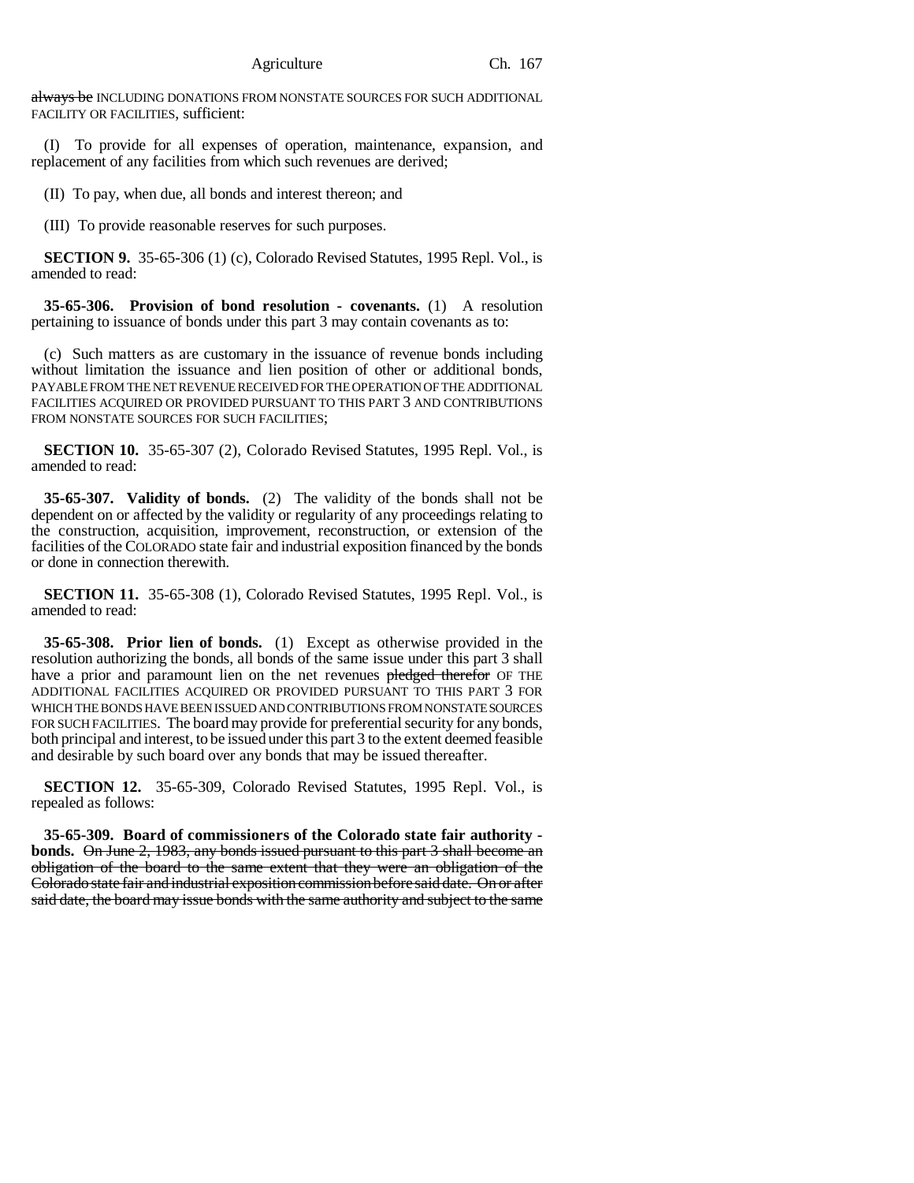always be INCLUDING DONATIONS FROM NONSTATE SOURCES FOR SUCH ADDITIONAL FACILITY OR FACILITIES, sufficient:

(I) To provide for all expenses of operation, maintenance, expansion, and replacement of any facilities from which such revenues are derived;

(II) To pay, when due, all bonds and interest thereon; and

(III) To provide reasonable reserves for such purposes.

**SECTION 9.** 35-65-306 (1) (c), Colorado Revised Statutes, 1995 Repl. Vol., is amended to read:

**35-65-306. Provision of bond resolution - covenants.** (1) A resolution pertaining to issuance of bonds under this part 3 may contain covenants as to:

(c) Such matters as are customary in the issuance of revenue bonds including without limitation the issuance and lien position of other or additional bonds, PAYABLE FROM THE NET REVENUE RECEIVED FOR THE OPERATION OF THE ADDITIONAL FACILITIES ACQUIRED OR PROVIDED PURSUANT TO THIS PART 3 AND CONTRIBUTIONS FROM NONSTATE SOURCES FOR SUCH FACILITIES;

**SECTION 10.** 35-65-307 (2), Colorado Revised Statutes, 1995 Repl. Vol., is amended to read:

**35-65-307. Validity of bonds.** (2) The validity of the bonds shall not be dependent on or affected by the validity or regularity of any proceedings relating to the construction, acquisition, improvement, reconstruction, or extension of the facilities of the COLORADO state fair and industrial exposition financed by the bonds or done in connection therewith.

**SECTION 11.** 35-65-308 (1), Colorado Revised Statutes, 1995 Repl. Vol., is amended to read:

**35-65-308. Prior lien of bonds.** (1) Except as otherwise provided in the resolution authorizing the bonds, all bonds of the same issue under this part 3 shall have a prior and paramount lien on the net revenues pledged therefor OF THE ADDITIONAL FACILITIES ACQUIRED OR PROVIDED PURSUANT TO THIS PART 3 FOR WHICH THE BONDS HAVE BEEN ISSUED AND CONTRIBUTIONS FROM NONSTATE SOURCES FOR SUCH FACILITIES. The board may provide for preferential security for any bonds, both principal and interest, to be issued under this part 3 to the extent deemed feasible and desirable by such board over any bonds that may be issued thereafter.

**SECTION 12.** 35-65-309, Colorado Revised Statutes, 1995 Repl. Vol., is repealed as follows:

**35-65-309. Board of commissioners of the Colorado state fair authority - bonds.** On June 2, 1983, any bonds issued pursuant to this part 3 shall become an obligation of the board to the same extent that they were an obligation of the Colorado state fair and industrial exposition commission before said date. On or after said date, the board may issue bonds with the same authority and subject to the same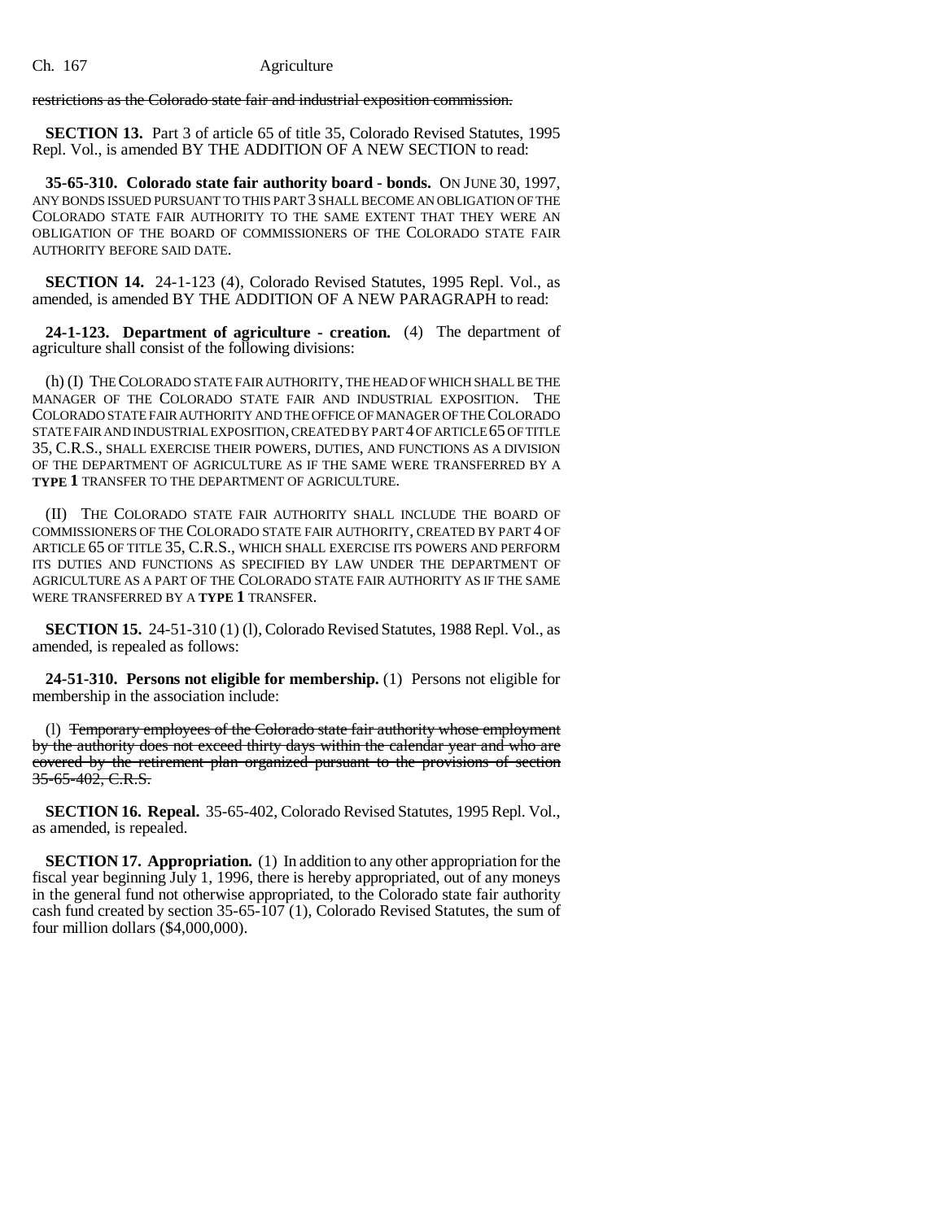~~restrictions as the Colorado state fair and industrial exposition commission.~~

**SECTION 13.** Part 3 of article 65 of title 35, Colorado Revised Statutes, 1995 Repl. Vol., is amended BY THE ADDITION OF A NEW SECTION to read:

**35-65-310. Colorado state fair authority board - bonds.** ON JUNE 30, 1997, ANY BONDS ISSUED PURSUANT TO THIS PART 3 SHALL BECOME AN OBLIGATION OF THE COLORADO STATE FAIR AUTHORITY TO THE SAME EXTENT THAT THEY WERE AN OBLIGATION OF THE BOARD OF COMMISSIONERS OF THE COLORADO STATE FAIR AUTHORITY BEFORE SAID DATE.

**SECTION 14.** 24-1-123 (4), Colorado Revised Statutes, 1995 Repl. Vol., as amended, is amended BY THE ADDITION OF A NEW PARAGRAPH to read:

**24-1-123. Department of agriculture - creation.** (4) The department of agriculture shall consist of the following divisions:

(h) (I) THE COLORADO STATE FAIR AUTHORITY, THE HEAD OF WHICH SHALL BE THE MANAGER OF THE COLORADO STATE FAIR AND INDUSTRIAL EXPOSITION. THE COLORADO STATE FAIR AUTHORITY AND THE OFFICE OF MANAGER OF THE COLORADO STATE FAIR AND INDUSTRIAL EXPOSITION, CREATED BY PART 4 OF ARTICLE 65 OF TITLE 35, C.R.S., SHALL EXERCISE THEIR POWERS, DUTIES, AND FUNCTIONS AS A DIVISION OF THE DEPARTMENT OF AGRICULTURE AS IF THE SAME WERE TRANSFERRED BY A **TYPE 1** TRANSFER TO THE DEPARTMENT OF AGRICULTURE.

(II) THE COLORADO STATE FAIR AUTHORITY SHALL INCLUDE THE BOARD OF COMMISSIONERS OF THE COLORADO STATE FAIR AUTHORITY, CREATED BY PART 4 OF ARTICLE 65 OF TITLE 35, C.R.S., WHICH SHALL EXERCISE ITS POWERS AND PERFORM ITS DUTIES AND FUNCTIONS AS SPECIFIED BY LAW UNDER THE DEPARTMENT OF AGRICULTURE AS A PART OF THE COLORADO STATE FAIR AUTHORITY AS IF THE SAME WERE TRANSFERRED BY A **TYPE 1** TRANSFER.

**SECTION 15.** 24-51-310 (1) (l), Colorado Revised Statutes, 1988 Repl. Vol., as amended, is repealed as follows:

**24-51-310. Persons not eligible for membership.** (1) Persons not eligible for membership in the association include:

(l) ~~Temporary employees of the Colorado state fair authority whose employment by the authority does not exceed thirty days within the calendar year and who are covered by the retirement plan organized pursuant to the provisions of section 35-65-402, C.R.S.~~

**SECTION 16. Repeal.** 35-65-402, Colorado Revised Statutes, 1995 Repl. Vol., as amended, is repealed.

**SECTION 17. Appropriation.** (1) In addition to any other appropriation for the fiscal year beginning July 1, 1996, there is hereby appropriated, out of any moneys in the general fund not otherwise appropriated, to the Colorado state fair authority cash fund created by section 35-65-107 (1), Colorado Revised Statutes, the sum of four million dollars ($4,000,000).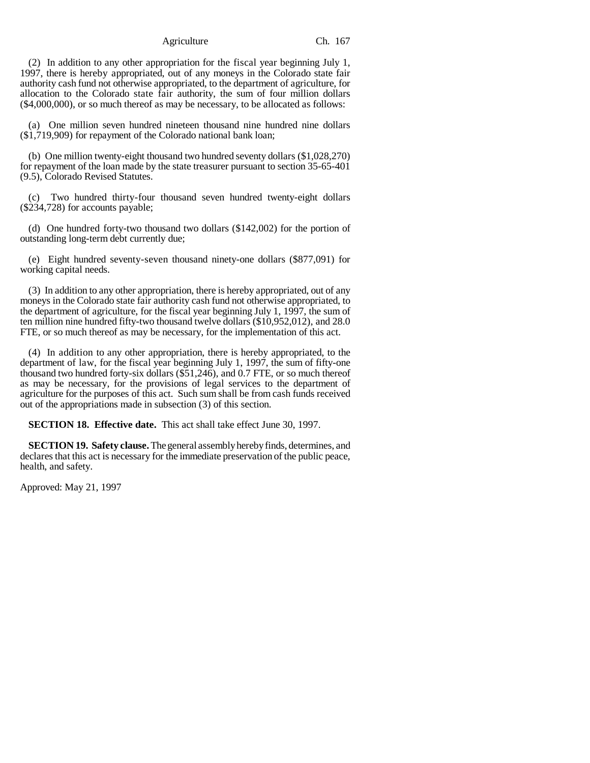(2) In addition to any other appropriation for the fiscal year beginning July 1, 1997, there is hereby appropriated, out of any moneys in the Colorado state fair authority cash fund not otherwise appropriated, to the department of agriculture, for allocation to the Colorado state fair authority, the sum of four million dollars ($4,000,000), or so much thereof as may be necessary, to be allocated as follows:

(a) One million seven hundred nineteen thousand nine hundred nine dollars ($1,719,909) for repayment of the Colorado national bank loan;

(b) One million twenty-eight thousand two hundred seventy dollars ($1,028,270) for repayment of the loan made by the state treasurer pursuant to section 35-65-401 (9.5), Colorado Revised Statutes.

(c) Two hundred thirty-four thousand seven hundred twenty-eight dollars ($234,728) for accounts payable;

(d) One hundred forty-two thousand two dollars ($142,002) for the portion of outstanding long-term debt currently due;

(e) Eight hundred seventy-seven thousand ninety-one dollars ($877,091) for working capital needs.

(3) In addition to any other appropriation, there is hereby appropriated, out of any moneys in the Colorado state fair authority cash fund not otherwise appropriated, to the department of agriculture, for the fiscal year beginning July 1, 1997, the sum of ten million nine hundred fifty-two thousand twelve dollars ($10,952,012), and 28.0 FTE, or so much thereof as may be necessary, for the implementation of this act.

(4) In addition to any other appropriation, there is hereby appropriated, to the department of law, for the fiscal year beginning July 1, 1997, the sum of fifty-one thousand two hundred forty-six dollars ($51,246), and 0.7 FTE, or so much thereof as may be necessary, for the provisions of legal services to the department of agriculture for the purposes of this act. Such sum shall be from cash funds received out of the appropriations made in subsection (3) of this section.

**SECTION 18. Effective date.** This act shall take effect June 30, 1997.

**SECTION 19. Safety clause.** The general assembly hereby finds, determines, and declares that this act is necessary for the immediate preservation of the public peace, health, and safety.

Approved: May 21, 1997